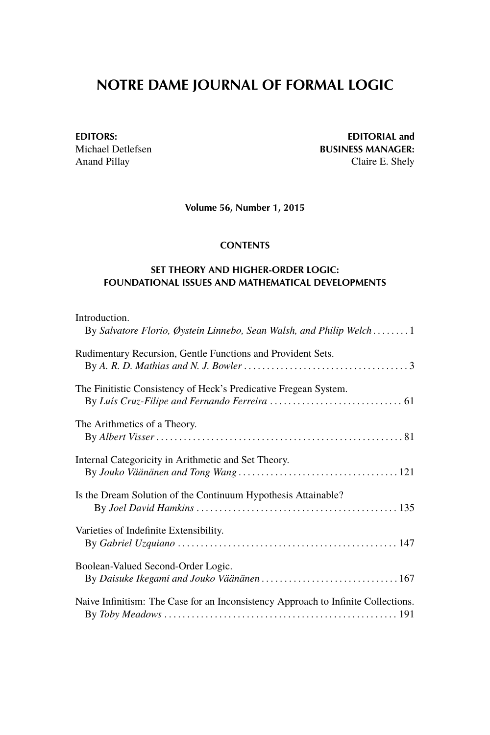# NOTRE DAME JOURNAL OF FORMAL LOGIC

**EDITORS:**
Michael Detlefsen
Anand Pillay

**EDITORIAL and BUSINESS MANAGER:**
Claire E. Shely

**Volume 56, Number 1, 2015**

## CONTENTS

### SET THEORY AND HIGHER-ORDER LOGIC: FOUNDATIONAL ISSUES AND MATHEMATICAL DEVELOPMENTS

Introduction.
By *Salvatore Florio, Øystein Linnebo, Sean Walsh, and Philip Welch* . . . . . . . . 1

Rudimentary Recursion, Gentle Functions and Provident Sets.
By *A. R. D. Mathias and N. J. Bowler* . . . . . . . . . . . . . . . . . . . . . . . . . . . . . . . . . . . . 3

The Finitistic Consistency of Heck's Predicative Fregean System.
By *Luís Cruz-Filipe and Fernando Ferreira* . . . . . . . . . . . . . . . . . . . . . . . . . . . . . 61

The Arithmetics of a Theory.
By *Albert Visser* . . . . . . . . . . . . . . . . . . . . . . . . . . . . . . . . . . . . . . . . . . . . . . . . . . . . . . 81

Internal Categoricity in Arithmetic and Set Theory.
By *Jouko Väänänen and Tong Wang* . . . . . . . . . . . . . . . . . . . . . . . . . . . . . . . . . . . 121

Is the Dream Solution of the Continuum Hypothesis Attainable?
By *Joel David Hamkins* . . . . . . . . . . . . . . . . . . . . . . . . . . . . . . . . . . . . . . . . . . . . 135

Varieties of Indefinite Extensibility.
By *Gabriel Uzquiano* . . . . . . . . . . . . . . . . . . . . . . . . . . . . . . . . . . . . . . . . . . . . . . . . 147

Boolean-Valued Second-Order Logic.
By *Daisuke Ikegami and Jouko Väänänen* . . . . . . . . . . . . . . . . . . . . . . . . . . . . . . 167

Naive Infinitism: The Case for an Inconsistency Approach to Infinite Collections.
By *Toby Meadows* . . . . . . . . . . . . . . . . . . . . . . . . . . . . . . . . . . . . . . . . . . . . . . . . . . . 191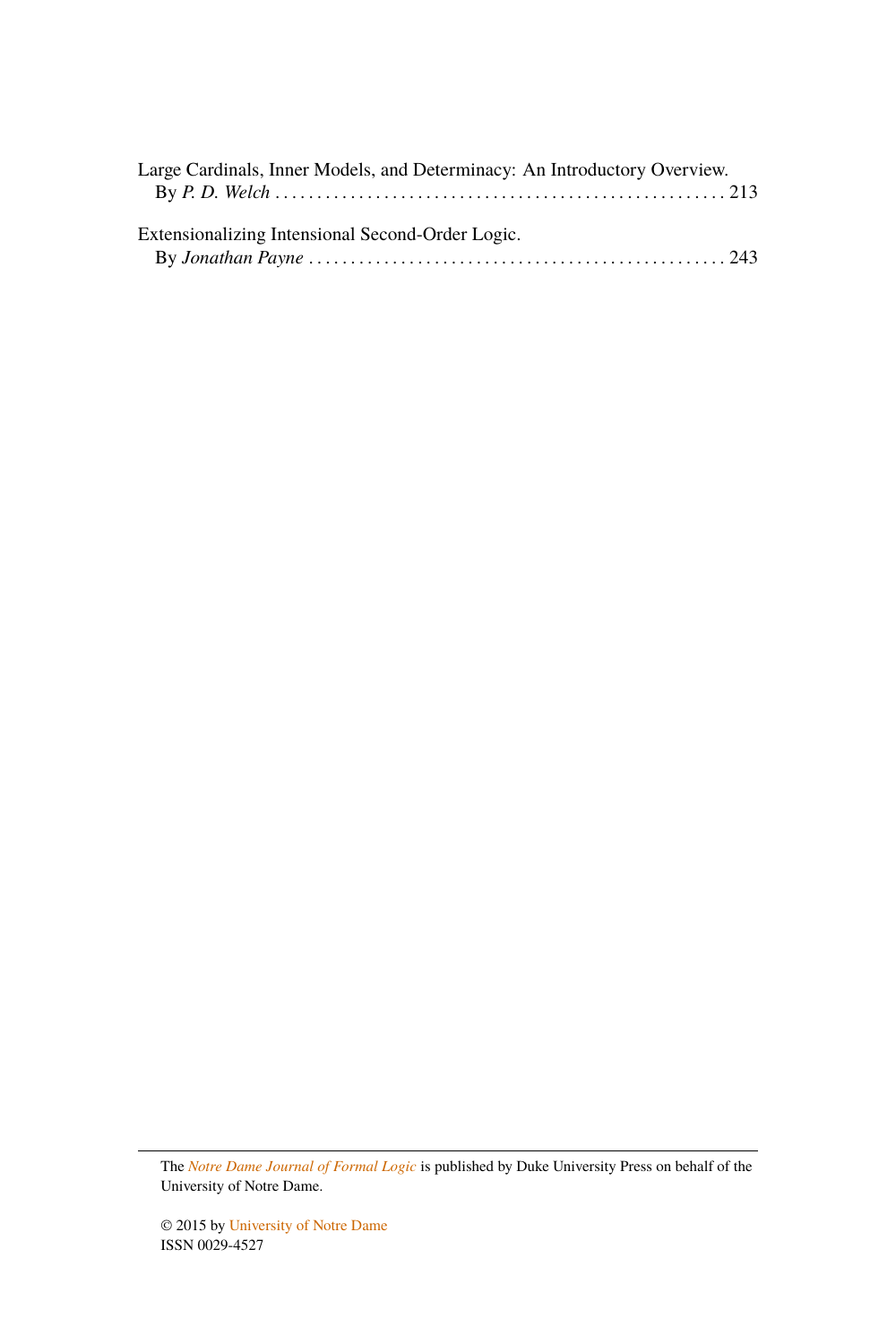Large Cardinals, Inner Models, and Determinacy: An Introductory Overview.
By *P. D. Welch* . . . . . . . . . . . . . . . . . . . . . . . . . . . . . . . . . . . . . . . . . . . . . . . . . . . . . . 213

Extensionalizing Intensional Second-Order Logic.
By *Jonathan Payne* . . . . . . . . . . . . . . . . . . . . . . . . . . . . . . . . . . . . . . . . . . . . . . . . . . 243

---

The *Notre Dame Journal of Formal Logic* is published by Duke University Press on behalf of the University of Notre Dame.

© 2015 by University of Notre Dame
ISSN 0029-4527